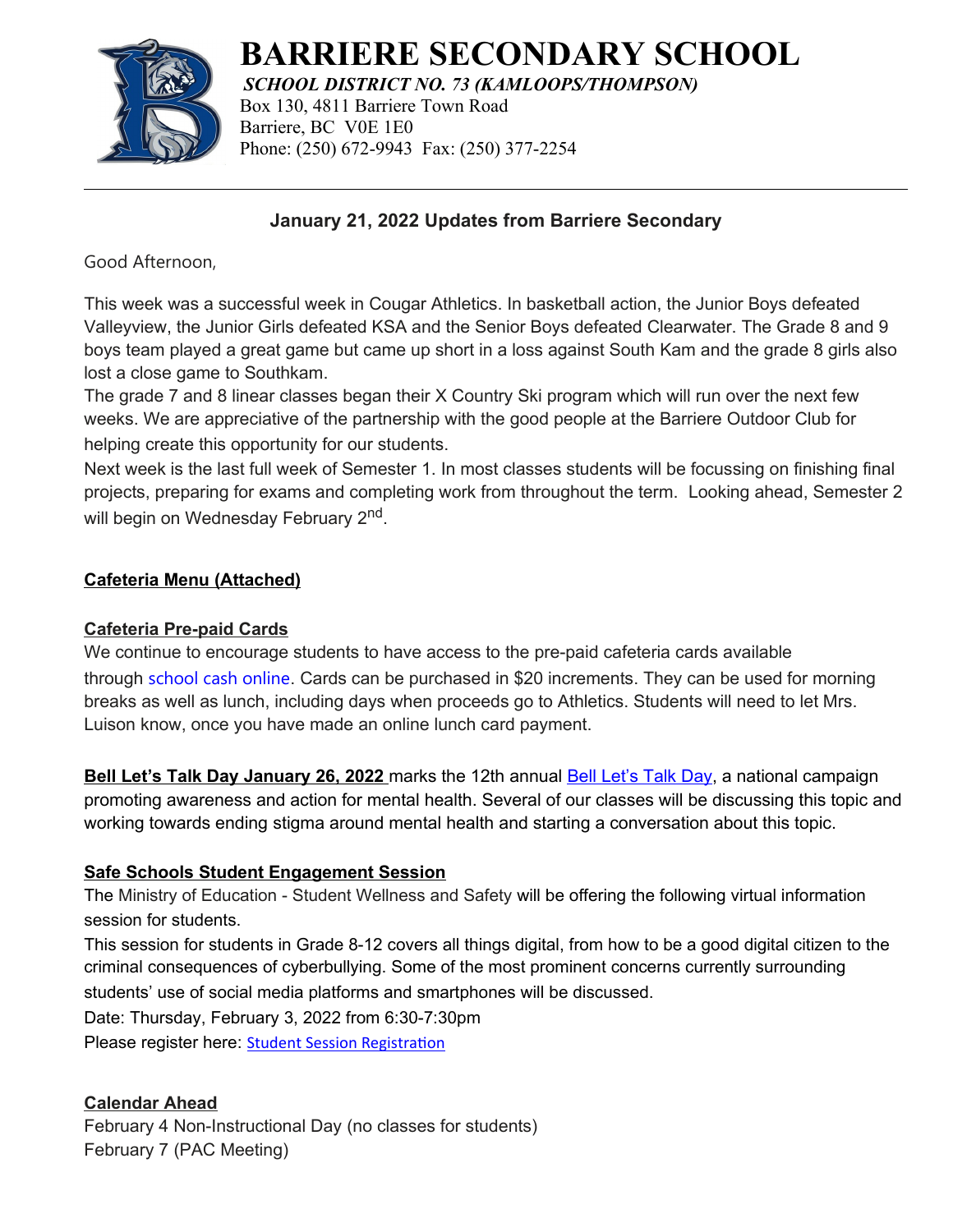# BARRIERE SECONDARY SCHOOL

***SCHOOL DISTRICT NO. 73 (KAMLOOPS/THOMPSON)***

Box 130, 4811 Barriere Town Road
Barriere, BC V0E 1E0
Phone: (250) 672-9943 Fax: (250) 377-2254

---

## January 21, 2022 Updates from Barriere Secondary

Good Afternoon,

This week was a successful week in Cougar Athletics. In basketball action, the Junior Boys defeated Valleyview, the Junior Girls defeated KSA and the Senior Boys defeated Clearwater. The Grade 8 and 9 boys team played a great game but came up short in a loss against South Kam and the grade 8 girls also lost a close game to Southkam.

The grade 7 and 8 linear classes began their X Country Ski program which will run over the next few weeks. We are appreciative of the partnership with the good people at the Barriere Outdoor Club for helping create this opportunity for our students.

Next week is the last full week of Semester 1. In most classes students will be focussing on finishing final projects, preparing for exams and completing work from throughout the term. Looking ahead, Semester 2 will begin on Wednesday February 2nd.

**Cafeteria Menu (Attached)**

**Cafeteria Pre-paid Cards**

We continue to encourage students to have access to the pre-paid cafeteria cards available through school cash online. Cards can be purchased in $20 increments. They can be used for morning breaks as well as lunch, including days when proceeds go to Athletics. Students will need to let Mrs. Luison know, once you have made an online lunch card payment.

**Bell Let's Talk Day January 26, 2022** marks the 12th annual Bell Let's Talk Day, a national campaign promoting awareness and action for mental health. Several of our classes will be discussing this topic and working towards ending stigma around mental health and starting a conversation about this topic.

**Safe Schools Student Engagement Session**

The Ministry of Education - Student Wellness and Safety will be offering the following virtual information session for students.

This session for students in Grade 8-12 covers all things digital, from how to be a good digital citizen to the criminal consequences of cyberbullying. Some of the most prominent concerns currently surrounding students' use of social media platforms and smartphones will be discussed.

Date: Thursday, February 3, 2022 from 6:30-7:30pm

Please register here: Student Session Registration

**Calendar Ahead**

February 4 Non-Instructional Day (no classes for students)
February 7 (PAC Meeting)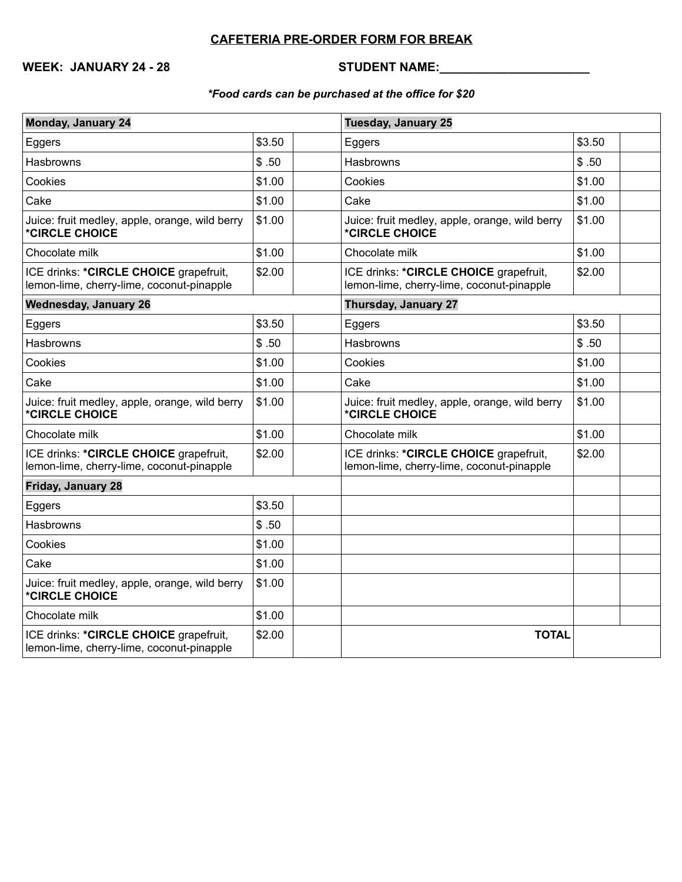**CAFETERIA PRE-ORDER FORM FOR BREAK**

**WEEK: JANUARY 24 - 28** **STUDENT NAME:______________________**

***Food cards can be purchased at the office for $20***

| **Monday, January 24** | | | **Tuesday, January 25** | | |
|---|---|---|---|---|---|
| Eggers | $3.50 | | Eggers | $3.50 | |
| Hasbrowns | $ .50 | | Hasbrowns | $ .50 | |
| Cookies | $1.00 | | Cookies | $1.00 | |
| Cake | $1.00 | | Cake | $1.00 | |
| Juice: fruit medley, apple, orange, wild berry **\*CIRCLE CHOICE** | $1.00 | | Juice: fruit medley, apple, orange, wild berry **\*CIRCLE CHOICE** | $1.00 | |
| Chocolate milk | $1.00 | | Chocolate milk | $1.00 | |
| ICE drinks: **\*CIRCLE CHOICE** grapefruit, lemon-lime, cherry-lime, coconut-pinapple | $2.00 | | ICE drinks: **\*CIRCLE CHOICE** grapefruit, lemon-lime, cherry-lime, coconut-pinapple | $2.00 | |
| **Wednesday, January 26** | | | **Thursday, January 27** | | |
| Eggers | $3.50 | | Eggers | $3.50 | |
| Hasbrowns | $ .50 | | Hasbrowns | $ .50 | |
| Cookies | $1.00 | | Cookies | $1.00 | |
| Cake | $1.00 | | Cake | $1.00 | |
| Juice: fruit medley, apple, orange, wild berry **\*CIRCLE CHOICE** | $1.00 | | Juice: fruit medley, apple, orange, wild berry **\*CIRCLE CHOICE** | $1.00 | |
| Chocolate milk | $1.00 | | Chocolate milk | $1.00 | |
| ICE drinks: **\*CIRCLE CHOICE** grapefruit, lemon-lime, cherry-lime, coconut-pinapple | $2.00 | | ICE drinks: **\*CIRCLE CHOICE** grapefruit, lemon-lime, cherry-lime, coconut-pinapple | $2.00 | |
| **Friday, January 28** | | | | | |
| Eggers | $3.50 | | | | |
| Hasbrowns | $ .50 | | | | |
| Cookies | $1.00 | | | | |
| Cake | $1.00 | | | | |
| Juice: fruit medley, apple, orange, wild berry **\*CIRCLE CHOICE** | $1.00 | | | | |
| Chocolate milk | $1.00 | | | | |
| ICE drinks: **\*CIRCLE CHOICE** grapefruit, lemon-lime, cherry-lime, coconut-pinapple | $2.00 | | **TOTAL** | | |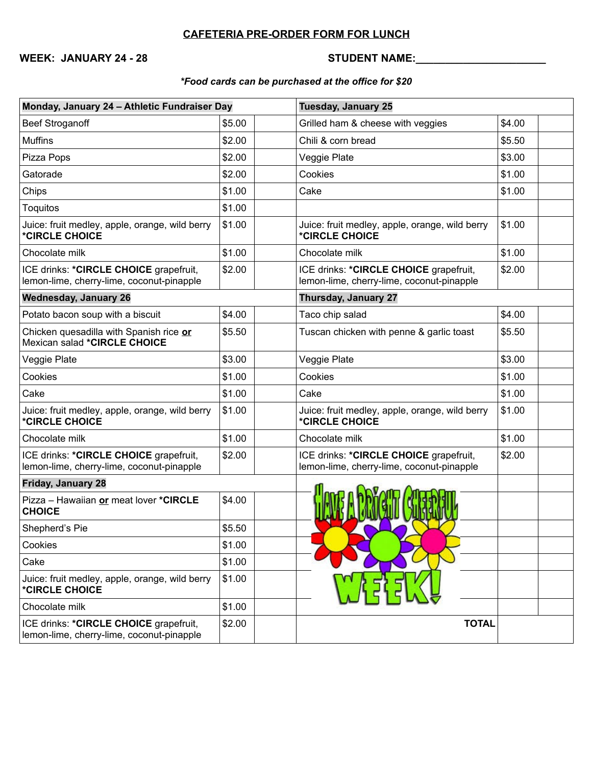## CAFETERIA PRE-ORDER FORM FOR LUNCH

**WEEK: JANUARY 24 - 28** **STUDENT NAME:______________________**

***Food cards can be purchased at the office for $20***

| | | | | | |
|---|---|---|---|---|---|
| **Monday, January 24 – Athletic Fundraiser Day** | | | **Tuesday, January 25** | | |
| Beef Stroganoff | $5.00 | | Grilled ham & cheese with veggies | $4.00 | |
| Muffins | $2.00 | | Chili & corn bread | $5.50 | |
| Pizza Pops | $2.00 | | Veggie Plate | $3.00 | |
| Gatorade | $2.00 | | Cookies | $1.00 | |
| Chips | $1.00 | | Cake | $1.00 | |
| Toquitos | $1.00 | | | | |
| Juice: fruit medley, apple, orange, wild berry ***CIRCLE CHOICE** | $1.00 | | Juice: fruit medley, apple, orange, wild berry ***CIRCLE CHOICE** | $1.00 | |
| Chocolate milk | $1.00 | | Chocolate milk | $1.00 | |
| ICE drinks: ***CIRCLE CHOICE** grapefruit, lemon-lime, cherry-lime, coconut-pinapple | $2.00 | | ICE drinks: ***CIRCLE CHOICE** grapefruit, lemon-lime, cherry-lime, coconut-pinapple | $2.00 | |
| **Wednesday, January 26** | | | **Thursday, January 27** | | |
| Potato bacon soup with a biscuit | $4.00 | | Taco chip salad | $4.00 | |
| Chicken quesadilla with Spanish rice **or** Mexican salad ***CIRCLE CHOICE** | $5.50 | | Tuscan chicken with penne & garlic toast | $5.50 | |
| Veggie Plate | $3.00 | | Veggie Plate | $3.00 | |
| Cookies | $1.00 | | Cookies | $1.00 | |
| Cake | $1.00 | | Cake | $1.00 | |
| Juice: fruit medley, apple, orange, wild berry ***CIRCLE CHOICE** | $1.00 | | Juice: fruit medley, apple, orange, wild berry ***CIRCLE CHOICE** | $1.00 | |
| Chocolate milk | $1.00 | | Chocolate milk | $1.00 | |
| ICE drinks: ***CIRCLE CHOICE** grapefruit, lemon-lime, cherry-lime, coconut-pinapple | $2.00 | | ICE drinks: ***CIRCLE CHOICE** grapefruit, lemon-lime, cherry-lime, coconut-pinapple | $2.00 | |
| **Friday, January 28** | | | HAVE A BRIGHT CHEERFUL WEEK! | | |
| Pizza – Hawaiian **or** meat lover ***CIRCLE CHOICE** | $4.00 | | | | |
| Shepherd's Pie | $5.50 | | | | |
| Cookies | $1.00 | | | | |
| Cake | $1.00 | | | | |
| Juice: fruit medley, apple, orange, wild berry ***CIRCLE CHOICE** | $1.00 | | | | |
| Chocolate milk | $1.00 | | | | |
| ICE drinks: ***CIRCLE CHOICE** grapefruit, lemon-lime, cherry-lime, coconut-pinapple | $2.00 | | **TOTAL** | | |